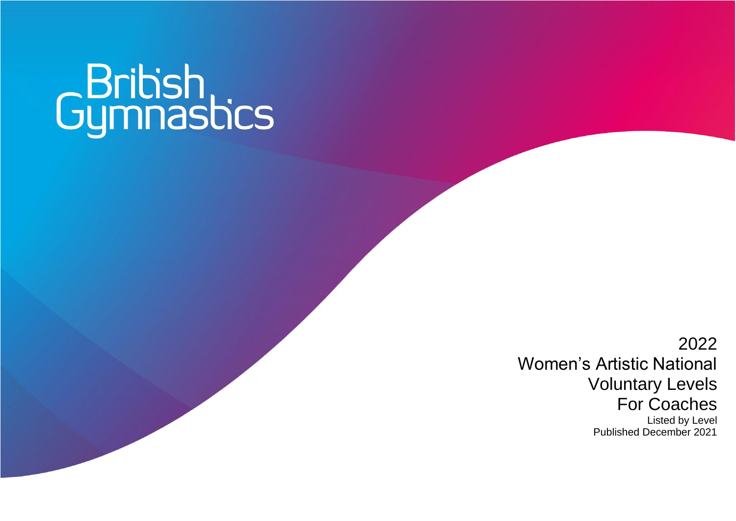British Gymnastics

# 2022 Women's Artistic National Voluntary Levels For Coaches

Listed by Level

Published December 2021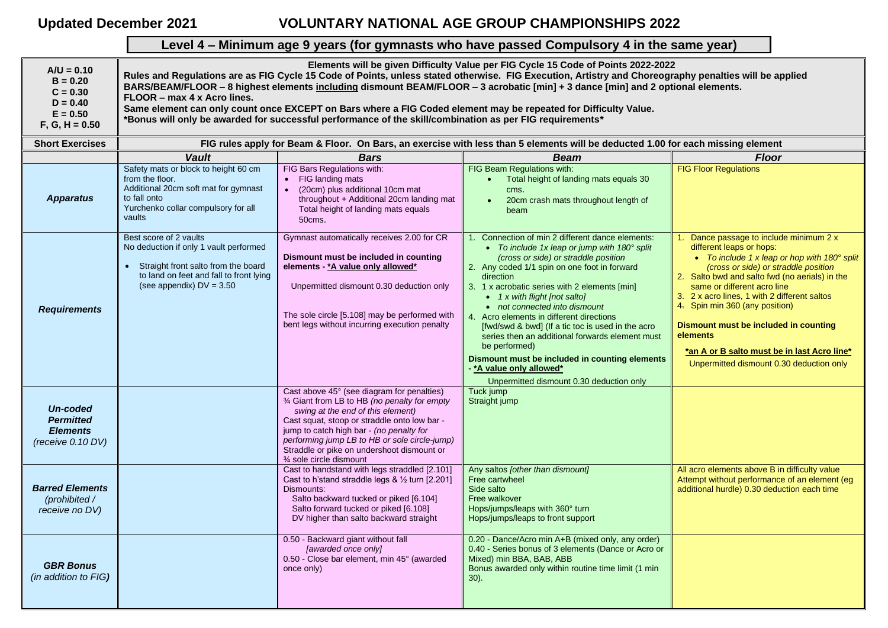**Updated December 2021** **VOLUNTARY NATIONAL AGE GROUP CHAMPIONSHIPS 2022**

## Level 4 – Minimum age 9 years (for gymnasts who have passed Compulsory 4 in the same year)

| A/U = 0.10<br>B = 0.20<br>C = 0.30<br>D = 0.40<br>E = 0.50<br>F, G, H = 0.50 | **Elements will be given Difficulty Value per FIG Cycle 15 Code of Points 2022-2022**<br>**Rules and Regulations are as FIG Cycle 15 Code of Points, unless stated otherwise. FIG Execution, Artistry and Choreography penalties will be applied**<br>**BARS/BEAM/FLOOR – 8 highest elements including dismount BEAM/FLOOR – 3 acrobatic [min] + 3 dance [min] and 2 optional elements.**<br>**FLOOR – max 4 x Acro lines.**<br>**Same element can only count once EXCEPT on Bars where a FIG Coded element may be repeated for Difficulty Value.**<br>***Bonus will only be awarded for successful performance of the skill/combination as per FIG requirements*** | | | |
|---|---|---|---|---|
| **Short Exercises** | **FIG rules apply for Beam & Floor. On Bars, an exercise with less than 5 elements will be deducted 1.00 for each missing element** | | | |
| | ***Vault*** | ***Bars*** | ***Beam*** | ***Floor*** |
| ***Apparatus*** | Safety mats or block to height 60 cm from the floor.<br>Additional 20cm soft mat for gymnast to fall onto<br>Yurchenko collar compulsory for all vaults | FIG Bars Regulations with:<br>• FIG landing mats<br>• (20cm) plus additional 10cm mat throughout + Additional 20cm landing mat Total height of landing mats equals 50cms. | FIG Beam Regulations with:<br>• Total height of landing mats equals 30 cms.<br>• 20cm crash mats throughout length of beam | FIG Floor Regulations |
| ***Requirements*** | Best score of 2 vaults<br>No deduction if only 1 vault performed<br>• Straight front salto from the board to land on feet and fall to front lying (see appendix) DV = 3.50 | Gymnast automatically receives 2.00 for CR<br>**Dismount must be included in counting elements - *A value only allowed***<br>Unpermitted dismount 0.30 deduction only<br>The sole circle [5.108] may be performed with bent legs without incurring execution penalty | 1. Connection of min 2 different dance elements:<br>• *To include 1x leap or jump with 180° split (cross or side) or straddle position*<br>2. Any coded 1/1 spin on one foot in forward direction<br>3. 1 x acrobatic series with 2 elements [min]<br>• *1 x with flight [not salto]*<br>• *not connected into dismount*<br>4. Acro elements in different directions [fwd/swd & bwd] (If a tic toc is used in the acro series then an additional forwards element must be performed)<br>**Dismount must be included in counting elements - *A value only allowed***<br>Unpermitted dismount 0.30 deduction only | 1. Dance passage to include minimum 2 x different leaps or hops:<br>• *To include 1 x leap or hop with 180° split (cross or side) or straddle position*<br>2. Salto bwd and salto fwd (no aerials) in the same or different acro line<br>3. 2 x acro lines, 1 with 2 different saltos<br>4. Spin min 360 (any position)<br>**Dismount must be included in counting elements**<br>***an A or B salto must be in last Acro line***<br>Unpermitted dismount 0.30 deduction only |
| ***Un-coded Permitted Elements*** *(receive 0.10 DV)* | | Cast above 45° (see diagram for penalties)<br>¾ Giant from LB to HB *(no penalty for empty swing at the end of this element)*<br>Cast squat, stoop or straddle onto low bar - jump to catch high bar - *(no penalty for performing jump LB to HB or sole circle-jump)*<br>Straddle or pike on undershoot dismount or ¾ sole circle dismount | Tuck jump<br>Straight jump | |
| ***Barred Elements*** *(prohibited / receive no DV)* | | Cast to handstand with legs straddled [2.101]<br>Cast to h'stand straddle legs & ½ turn [2.201]<br>Dismounts:<br>Salto backward tucked or piked [6.104]<br>Salto forward tucked or piked [6.108]<br>DV higher than salto backward straight | Any saltos *[other than dismount]*<br>Free cartwheel<br>Side salto<br>Free walkover<br>Hops/jumps/leaps with 360° turn<br>Hops/jumps/leaps to front support | All acro elements above B in difficulty value<br>Attempt without performance of an element (eg additional hurdle) 0.30 deduction each time |
| ***GBR Bonus*** *(in addition to FIG)* | | 0.50 - Backward giant without fall *[awarded once only]*<br>0.50 - Close bar element, min 45° (awarded once only) | 0.20 - Dance/Acro min A+B (mixed only, any order)<br>0.40 - Series bonus of 3 elements (Dance or Acro or Mixed) min BBA, BAB, ABB<br>Bonus awarded only within routine time limit (1 min 30). | |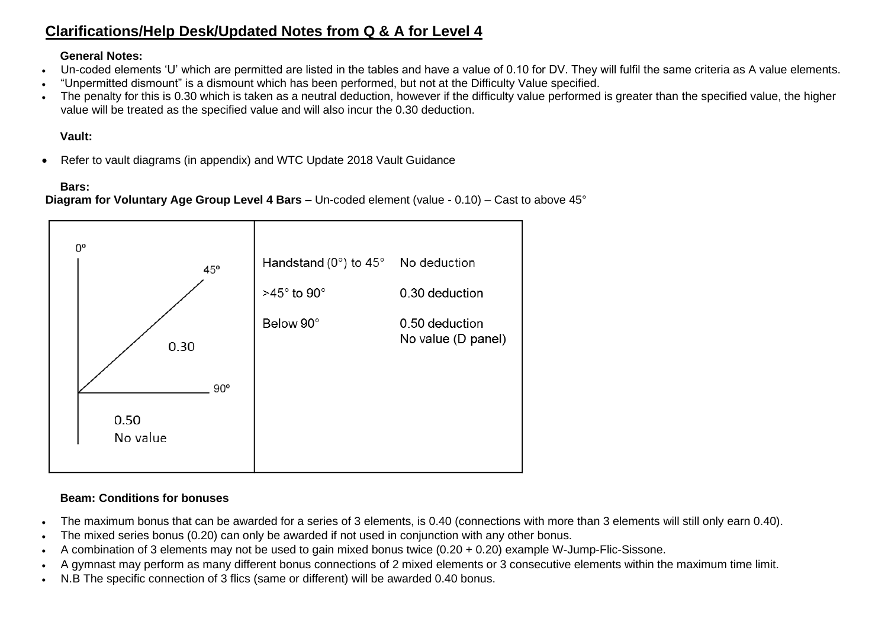## Clarifications/Help Desk/Updated Notes from Q & A for Level 4

**General Notes:**

- Un-coded elements 'U' which are permitted are listed in the tables and have a value of 0.10 for DV. They will fulfil the same criteria as A value elements.
- "Unpermitted dismount" is a dismount which has been performed, but not at the Difficulty Value specified.
- The penalty for this is 0.30 which is taken as a neutral deduction, however if the difficulty value performed is greater than the specified value, the higher value will be treated as the specified value and will also incur the 0.30 deduction.

**Vault:**

- Refer to vault diagrams (in appendix) and WTC Update 2018 Vault Guidance

**Bars:**

**Diagram for Voluntary Age Group Level 4 Bars –** Un-coded element (value - 0.10) – Cast to above 45°

| | | |
|---|---|---|
| 0º / 45º / 0.30 / 90º / 0.50 No value | Handstand (0°) to 45° | No deduction |
| | >45° to 90° | 0.30 deduction |
| | Below 90° | 0.50 deduction No value (D panel) |

**Beam: Conditions for bonuses**

- The maximum bonus that can be awarded for a series of 3 elements, is 0.40 (connections with more than 3 elements will still only earn 0.40).
- The mixed series bonus (0.20) can only be awarded if not used in conjunction with any other bonus.
- A combination of 3 elements may not be used to gain mixed bonus twice (0.20 + 0.20) example W-Jump-Flic-Sissone.
- A gymnast may perform as many different bonus connections of 2 mixed elements or 3 consecutive elements within the maximum time limit.
- N.B The specific connection of 3 flics (same or different) will be awarded 0.40 bonus.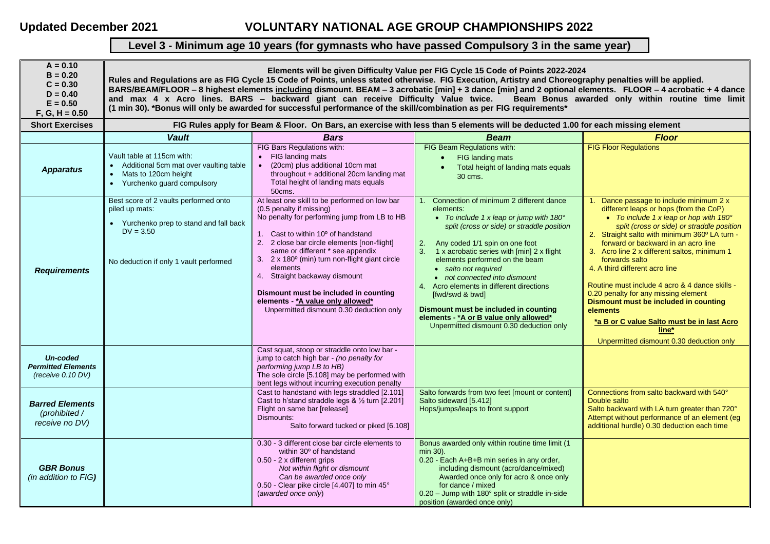**Updated December 2021**

# VOLUNTARY NATIONAL AGE GROUP CHAMPIONSHIPS 2022

## Level 3 - Minimum age 10 years (for gymnasts who have passed Compulsory 3 in the same year)

| A = 0.10<br>B = 0.20<br>C = 0.30<br>D = 0.40<br>E = 0.50<br>F, G, H = 0.50 | **Elements will be given Difficulty Value per FIG Cycle 15 Code of Points 2022-2024**<br>**Rules and Regulations are as FIG Cycle 15 Code of Points, unless stated otherwise. FIG Execution, Artistry and Choreography penalties will be applied.**<br>**BARS/BEAM/FLOOR – 8 highest elements including dismount. BEAM – 3 acrobatic [min] + 3 dance [min] and 2 optional elements. FLOOR – 4 acrobatic + 4 dance and max 4 x Acro lines. BARS – backward giant can receive Difficulty Value twice. Beam Bonus awarded only within routine time limit (1 min 30). *Bonus will only be awarded for successful performance of the skill/combination as per FIG requirements*** | | | |
|---|---|---|---|---|
| **Short Exercises** | **FIG Rules apply for Beam & Floor. On Bars, an exercise with less than 5 elements will be deducted 1.00 for each missing element** | | | |
| | ***Vault*** | ***Bars*** | ***Beam*** | ***Floor*** |
| ***Apparatus*** | Vault table at 115cm with:<br>• Additional 5cm mat over vaulting table<br>• Mats to 120cm height<br>• Yurchenko guard compulsory | FIG Bars Regulations with:<br>• FIG landing mats<br>• (20cm) plus additional 10cm mat throughout + additional 20cm landing mat Total height of landing mats equals 50cms. | FIG Beam Regulations with:<br>• FIG landing mats<br>• Total height of landing mats equals 30 cms. | FIG Floor Regulations |
| ***Requirements*** | Best score of 2 vaults performed onto piled up mats:<br>• Yurchenko prep to stand and fall back DV = 3.50<br><br>No deduction if only 1 vault performed | At least one skill to be performed on low bar (0.5 penalty if missing)<br>No penalty for performing jump from LB to HB<br>1. Cast to within 10º of handstand<br>2. 2 close bar circle elements [non-flight] same or different * see appendix<br>3. 2 x 180º (min) turn non-flight giant circle elements<br>4. Straight backaway dismount<br><br>**Dismount must be included in counting elements - *A value only allowed***<br>Unpermitted dismount 0.30 deduction only | 1. Connection of minimum 2 different dance elements:<br>• *To include 1 x leap or jump with 180° split (cross or side) or straddle position*<br>2. Any coded 1/1 spin on one foot<br>3. 1 x acrobatic series with [min] 2 x flight elements performed on the beam<br>• *salto not required*<br>• *not connected into dismount*<br>4. Acro elements in different directions [fwd/swd & bwd]<br><br>**Dismount must be included in counting elements - *A or B value only allowed***<br>Unpermitted dismount 0.30 deduction only | 1. Dance passage to include minimum 2 x different leaps or hops (from the CoP)<br>• *To include 1 x leap or hop with 180° split (cross or side) or straddle position*<br>2. Straight salto with minimum 360º LA turn - forward or backward in an acro line<br>3. Acro line 2 x different saltos, minimum 1 forwards salto<br>4. A third different acro line<br><br>Routine must include 4 acro & 4 dance skills - 0.20 penalty for any missing element<br>**Dismount must be included in counting elements**<br>***a B or C value Salto must be in last Acro line***<br>Unpermitted dismount 0.30 deduction only |
| ***Un-coded Permitted Elements*** *(receive 0.10 DV)* | | Cast squat, stoop or straddle onto low bar - jump to catch high bar - *(no penalty for performing jump LB to HB)*<br>The sole circle [5.108] may be performed with bent legs without incurring execution penalty | | |
| ***Barred Elements*** *(prohibited / receive no DV)* | | Cast to handstand with legs straddled [2.101]<br>Cast to h'stand straddle legs & ½ turn [2.201]<br>Flight on same bar [release]<br>Dismounts:<br>Salto forward tucked or piked [6.108] | Salto forwards from two feet [mount or content]<br>Salto sideward [5.412]<br>Hops/jumps/leaps to front support | Connections from salto backward with 540°<br>Double salto<br>Salto backward with LA turn greater than 720°<br>Attempt without performance of an element (eg additional hurdle) 0.30 deduction each time |
| ***GBR Bonus*** *(in addition to FIG)* | | 0.30 - 3 different close bar circle elements to within 30º of handstand<br>0.50 - 2 x different grips<br>*Not within flight or dismount*<br>*Can be awarded once only*<br>0.50 - Clear pike circle [4.407] to min 45°<br>(*awarded once only*) | Bonus awarded only within routine time limit (1 min 30).<br>0.20 - Each A+B+B min series in any order, including dismount (acro/dance/mixed)<br>Awarded once only for acro & once only for dance / mixed<br>0.20 – Jump with 180° split or straddle in-side position (awarded once only) | |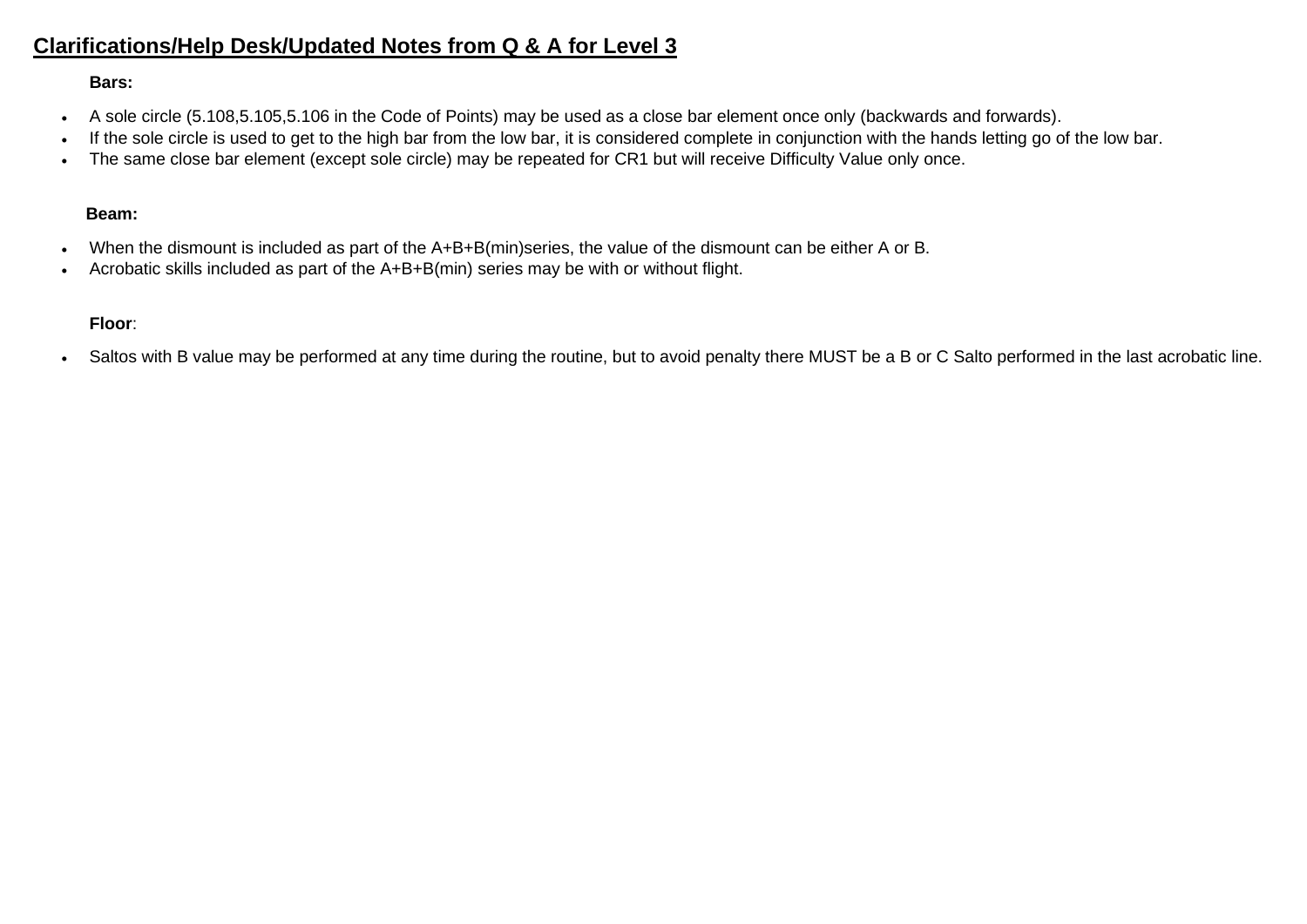## Clarifications/Help Desk/Updated Notes from Q & A for Level 3

**Bars:**

- A sole circle (5.108,5.105,5.106 in the Code of Points) may be used as a close bar element once only (backwards and forwards).
- If the sole circle is used to get to the high bar from the low bar, it is considered complete in conjunction with the hands letting go of the low bar.
- The same close bar element (except sole circle) may be repeated for CR1 but will receive Difficulty Value only once.

**Beam:**

- When the dismount is included as part of the A+B+B(min)series, the value of the dismount can be either A or B.
- Acrobatic skills included as part of the A+B+B(min) series may be with or without flight.

**Floor**:

- Saltos with B value may be performed at any time during the routine, but to avoid penalty there MUST be a B or C Salto performed in the last acrobatic line.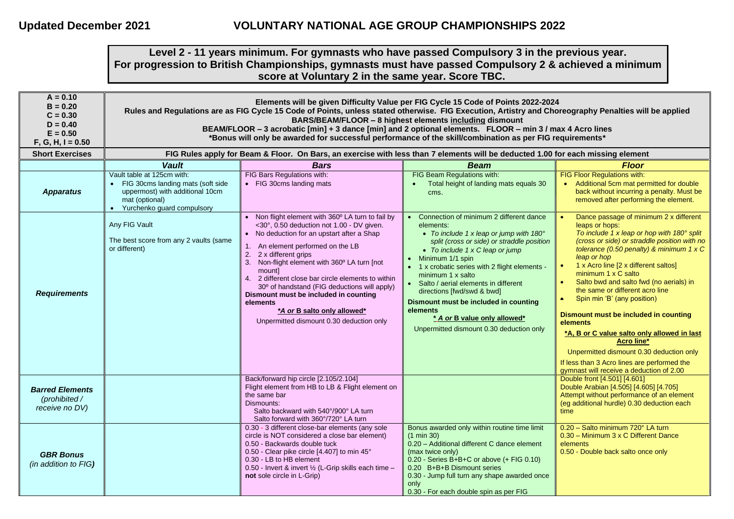**Updated December 2021** **VOLUNTARY NATIONAL AGE GROUP CHAMPIONSHIPS 2022**

**Level 2 - 11 years minimum. For gymnasts who have passed Compulsory 3 in the previous year. For progression to British Championships, gymnasts must have passed Compulsory 2 & achieved a minimum score at Voluntary 2 in the same year. Score TBC.**

| A = 0.10<br>B = 0.20<br>C = 0.30<br>D = 0.40<br>E = 0.50<br>F, G, H, I = 0.50 | **Elements will be given Difficulty Value per FIG Cycle 15 Code of Points 2022-2024<br>Rules and Regulations are as FIG Cycle 15 Code of Points, unless stated otherwise. FIG Execution, Artistry and Choreography Penalties will be applied<br>BARS/BEAM/FLOOR – 8 highest elements including dismount<br>BEAM/FLOOR – 3 acrobatic [min] + 3 dance [min] and 2 optional elements. FLOOR – min 3 / max 4 Acro lines<br>*Bonus will only be awarded for successful performance of the skill/combination as per FIG requirements*** | | | |
|---|---|---|---|---|
| **Short Exercises** | **FIG Rules apply for Beam & Floor. On Bars, an exercise with less than 7 elements will be deducted 1.00 for each missing element** | | | |
| | ***Vault*** | ***Bars*** | ***Beam*** | ***Floor*** |
| ***Apparatus*** | Vault table at 125cm with:<br>• FIG 30cms landing mats (soft side uppermost) with additional 10cm mat (optional)<br>• Yurchenko guard compulsory | FIG Bars Regulations with:<br>• FIG 30cms landing mats | FIG Beam Regulations with:<br>• Total height of landing mats equals 30 cms. | FIG Floor Regulations with:<br>• Additional 5cm mat permitted for double back without incurring a penalty. Must be removed after performing the element. |
| ***Requirements*** | Any FIG Vault<br><br>The best score from any 2 vaults (same or different) | • Non flight element with 360º LA turn to fail by <30°, 0.50 deduction not 1.00 - DV given.<br>• No deduction for an upstart after a Shap<br>1. An element performed on the LB<br>2. 2 x different grips<br>3. Non-flight element with 360º LA turn [not mount]<br>4. 2 different close bar circle elements to within 30º of handstand (FIG deductions will apply)<br>**Dismount must be included in counting elements**<br>***A or* B salto only allowed***<br>Unpermitted dismount 0.30 deduction only | • Connection of minimum 2 different dance elements:<br>  • *To include 1 x leap or jump with 180° split (cross or side) or straddle position*<br>  • *To include 1 x C leap or jump*<br>• Minimum 1/1 spin<br>• 1 x crobatic series with 2 flight elements - minimum 1 x salto<br>• Salto / aerial elements in different directions [fwd/swd & bwd]<br>**Dismount must be included in counting elements**<br>** A or* B value only allowed***<br>Unpermitted dismount 0.30 deduction only | • Dance passage of minimum 2 x different leaps or hops:<br>*To include 1 x leap or hop with 180° split (cross or side) or straddle position with no tolerance (0.50 penalty) & minimum 1 x C leap or hop*<br>• 1 x Acro line [2 x different saltos] minimum 1 x C salto<br>• Salto bwd and salto fwd (no aerials) in the same or different acro line<br>• Spin min 'B' (any position)<br>**Dismount must be included in counting elements**<br>***A, B or C value salto only allowed in last Acro line***<br>Unpermitted dismount 0.30 deduction only<br>If less than 3 Acro lines are performed the gymnast will receive a deduction of 2.00 |
| ***Barred Elements*** *(prohibited / receive no DV)* | | Back/forward hip circle [2.105/2.104]<br>Flight element from HB to LB & Flight element on the same bar<br>Dismounts:<br>Salto backward with 540°/900° LA turn<br>Salto forward with 360°/720° LA turn | | Double front [4.501] [4.601]<br>Double Arabian [4.505] [4.605] [4.705]<br>Attempt without performance of an element (eg additional hurdle) 0.30 deduction each time |
| ***GBR Bonus*** *(in addition to FIG)* | | 0.30 - 3 different close-bar elements (any sole circle is NOT considered a close bar element)<br>0.50 - Backwards double tuck<br>0.50 - Clear pike circle [4.407] to min 45°<br>0.30 - LB to HB element<br>0.50 - Invert & invert ½ (L-Grip skills each time – **not** sole circle in L-Grip) | Bonus awarded only within routine time limit (1 min 30)<br>0.20 – Additional different C dance element (max twice only)<br>0.20 - Series B+B+C or above (+ FIG 0.10)<br>0.20 B+B+B Dismount series<br>0.30 - Jump full turn any shape awarded once only<br>0.30 - For each double spin as per FIG | 0.20 – Salto minimum 720° LA turn<br>0.30 – Minimum 3 x C Different Dance elements<br>0.50 - Double back salto once only |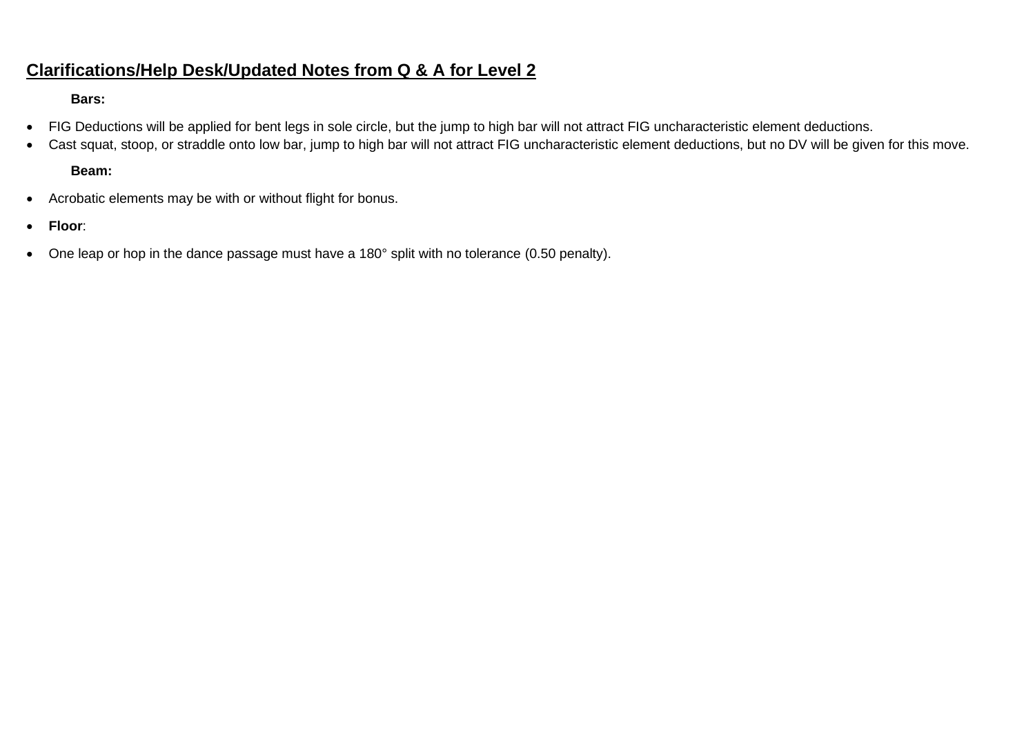## Clarifications/Help Desk/Updated Notes from Q & A for Level 2

**Bars:**

- FIG Deductions will be applied for bent legs in sole circle, but the jump to high bar will not attract FIG uncharacteristic element deductions.
- Cast squat, stoop, or straddle onto low bar, jump to high bar will not attract FIG uncharacteristic element deductions, but no DV will be given for this move.

**Beam:**

- Acrobatic elements may be with or without flight for bonus.

- **Floor**:

- One leap or hop in the dance passage must have a 180° split with no tolerance (0.50 penalty).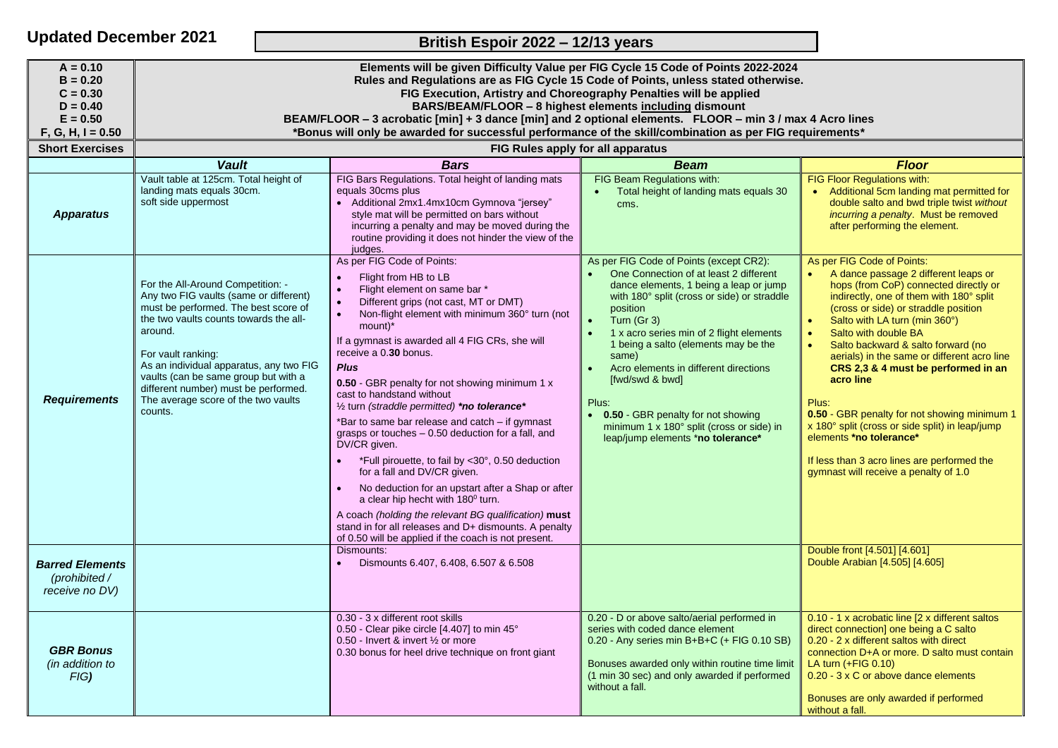**Updated December 2021**

# British Espoir 2022 – 12/13 years

| A = 0.10<br>B = 0.20<br>C = 0.30<br>D = 0.40<br>E = 0.50<br>F, G, H, I = 0.50 | **Elements will be given Difficulty Value per FIG Cycle 15 Code of Points 2022-2024**<br>**Rules and Regulations are as FIG Cycle 15 Code of Points, unless stated otherwise.**<br>**FIG Execution, Artistry and Choreography Penalties will be applied**<br>**BARS/BEAM/FLOOR – 8 highest elements including dismount**<br>**BEAM/FLOOR – 3 acrobatic [min] + 3 dance [min] and 2 optional elements. FLOOR – min 3 / max 4 Acro lines**<br>***Bonus will only be awarded for successful performance of the skill/combination as per FIG requirements*** | | | |
|---|---|---|---|---|
| **Short Exercises** | **FIG Rules apply for all apparatus** | | | |
| | ***Vault*** | ***Bars*** | ***Beam*** | ***Floor*** |
| ***Apparatus*** | Vault table at 125cm. Total height of landing mats equals 30cm.<br>soft side uppermost | FIG Bars Regulations. Total height of landing mats equals 30cms plus<br>• Additional 2mx1.4mx10cm Gymnova "jersey" style mat will be permitted on bars without incurring a penalty and may be moved during the routine providing it does not hinder the view of the judges. | FIG Beam Regulations with:<br>• Total height of landing mats equals 30 cms. | FIG Floor Regulations with:<br>• Additional 5cm landing mat permitted for double salto and bwd triple twist *without incurring a penalty*. Must be removed after performing the element. |
| ***Requirements*** | For the All-Around Competition: -<br>Any two FIG vaults (same or different) must be performed. The best score of the two vaults counts towards the all-around.<br><br>For vault ranking:<br>As an individual apparatus, any two FIG vaults (can be same group but with a different number) must be performed. The average score of the two vaults counts. | As per FIG Code of Points:<br>• Flight from HB to LB<br>• Flight element on same bar *<br>• Different grips (not cast, MT or DMT)<br>• Non-flight element with minimum 360° turn (not mount)*<br>If a gymnast is awarded all 4 FIG CRs, she will receive a 0.**30** bonus.<br>***Plus***<br>**0.50** - GBR penalty for not showing minimum 1 x cast to handstand without ½ turn *(straddle permitted)* ***no tolerance****<br>*Bar to same bar release and catch – if gymnast grasps or touches – 0.50 deduction for a fall, and DV/CR given.<br>• *Full pirouette, to fail by <30°, 0.50 deduction for a fall and DV/CR given.<br>• No deduction for an upstart after a Shap or after a clear hip hecht with 180⁰ turn.<br>A coach *(holding the relevant BG qualification)* **must** stand in for all releases and D+ dismounts. A penalty of 0.50 will be applied if the coach is not present. | As per FIG Code of Points (except CR2):<br>• One Connection of at least 2 different dance elements, 1 being a leap or jump with 180° split (cross or side) or straddle position<br>• Turn (Gr 3)<br>• 1 x acro series min of 2 flight elements 1 being a salto (elements may be the same)<br>• Acro elements in different directions [fwd/swd & bwd]<br><br>Plus:<br>• **0.50** - GBR penalty for not showing minimum 1 x 180° split (cross or side) in leap/jump elements ***no tolerance**** | As per FIG Code of Points:<br>• A dance passage 2 different leaps or hops (from CoP) connected directly or indirectly, one of them with 180° split (cross or side) or straddle position<br>• Salto with LA turn (min 360°)<br>• Salto with double BA<br>• Salto backward & salto forward (no aerials) in the same or different acro line<br>**CRS 2,3 & 4 must be performed in an acro line**<br><br>Plus:<br>**0.50** - GBR penalty for not showing minimum 1 x 180° split (cross or side split) in leap/jump elements ***no tolerance****<br><br>If less than 3 acro lines are performed the gymnast will receive a penalty of 1.0 |
| ***Barred Elements*** *(prohibited / receive no DV)* | | Dismounts:<br>• Dismounts 6.407, 6.408, 6.507 & 6.508 | | Double front [4.501] [4.601]<br>Double Arabian [4.505] [4.605] |
| ***GBR Bonus*** *(in addition to FIG)* | | 0.30 - 3 x different root skills<br>0.50 - Clear pike circle [4.407] to min 45°<br>0.50 - Invert & invert ½ or more<br>0.30 bonus for heel drive technique on front giant | 0.20 - D or above salto/aerial performed in series with coded dance element<br>0.20 - Any series min B+B+C (+ FIG 0.10 SB)<br><br>Bonuses awarded only within routine time limit (1 min 30 sec) and only awarded if performed without a fall. | 0.10 - 1 x acrobatic line [2 x different saltos direct connection] one being a C salto<br>0.20 - 2 x different saltos with direct connection D+A or more. D salto must contain LA turn (+FIG 0.10)<br>0.20 - 3 x C or above dance elements<br><br>Bonuses are only awarded if performed without a fall. |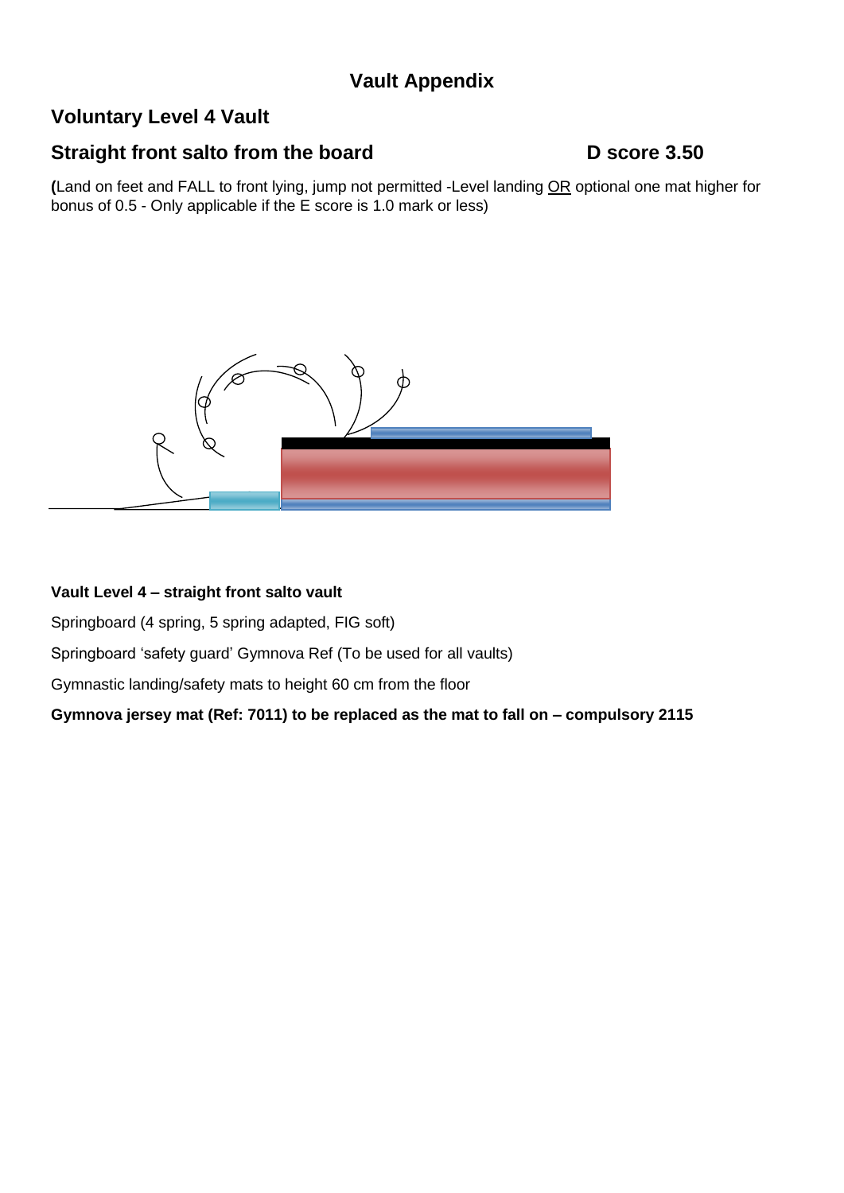## Vault Appendix

### Voluntary Level 4 Vault

### Straight front salto from the board D score 3.50

**(**Land on feet and FALL to front lying, jump not permitted -Level landing OR optional one mat higher for bonus of 0.5 - Only applicable if the E score is 1.0 mark or less)

**Vault Level 4 – straight front salto vault**

Springboard (4 spring, 5 spring adapted, FIG soft)

Springboard 'safety guard' Gymnova Ref (To be used for all vaults)

Gymnastic landing/safety mats to height 60 cm from the floor

**Gymnova jersey mat (Ref: 7011) to be replaced as the mat to fall on – compulsory 2115**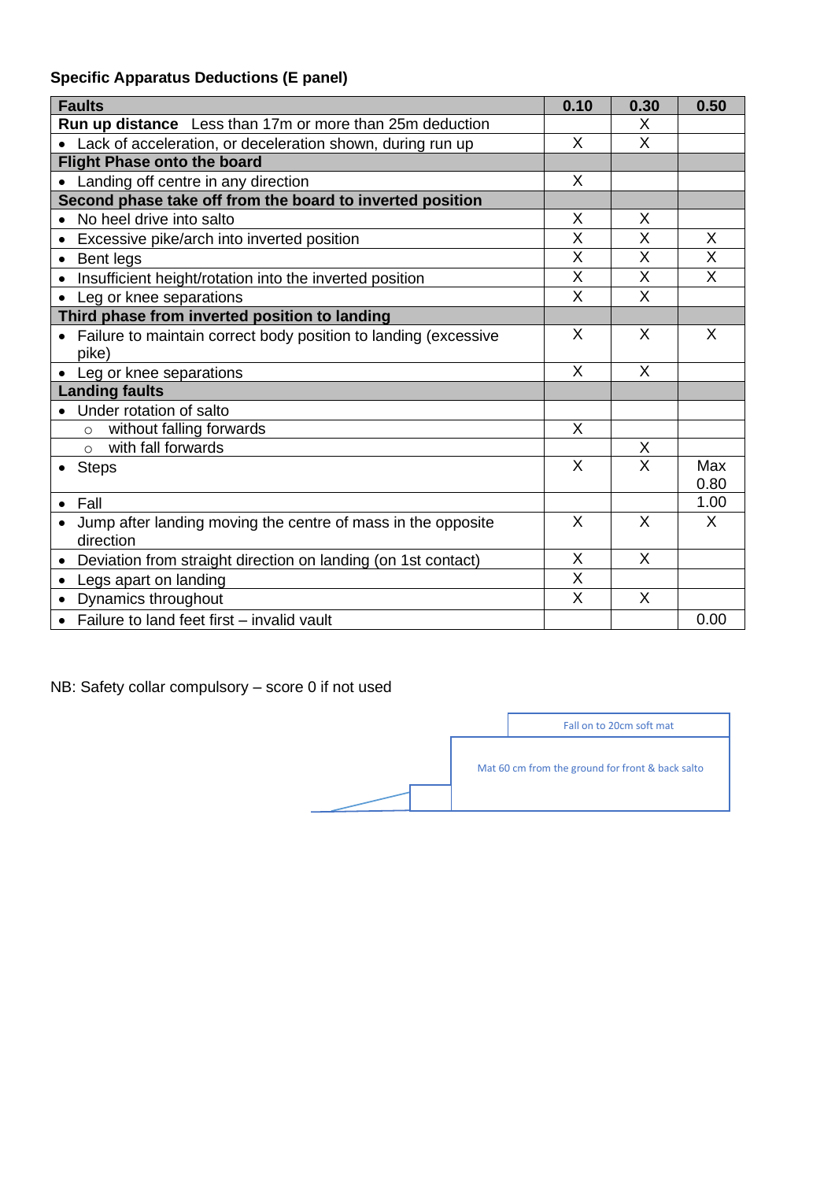**Specific Apparatus Deductions (E panel)**

| Faults | 0.10 | 0.30 | 0.50 |
|---|---|---|---|
| **Run up distance** Less than 17m or more than 25m deduction | | X | |
| • Lack of acceleration, or deceleration shown, during run up | X | X | |
| **Flight Phase onto the board** | | | |
| • Landing off centre in any direction | X | | |
| **Second phase take off from the board to inverted position** | | | |
| • No heel drive into salto | X | X | |
| • Excessive pike/arch into inverted position | X | X | X |
| • Bent legs | X | X | X |
| • Insufficient height/rotation into the inverted position | X | X | X |
| • Leg or knee separations | X | X | |
| **Third phase from inverted position to landing** | | | |
| • Failure to maintain correct body position to landing (excessive pike) | X | X | X |
| • Leg or knee separations | X | X | |
| **Landing faults** | | | |
| • Under rotation of salto | | | |
| ○ without falling forwards | X | | |
| ○ with fall forwards | | X | |
| • Steps | X | X | Max 0.80 |
| • Fall | | | 1.00 |
| • Jump after landing moving the centre of mass in the opposite direction | X | X | X |
| • Deviation from straight direction on landing (on 1st contact) | X | X | |
| • Legs apart on landing | X | | |
| • Dynamics throughout | X | X | |
| • Failure to land feet first – invalid vault | | | 0.00 |

NB: Safety collar compulsory – score 0 if not used

Fall on to 20cm soft mat

Mat 60 cm from the ground for front & back salto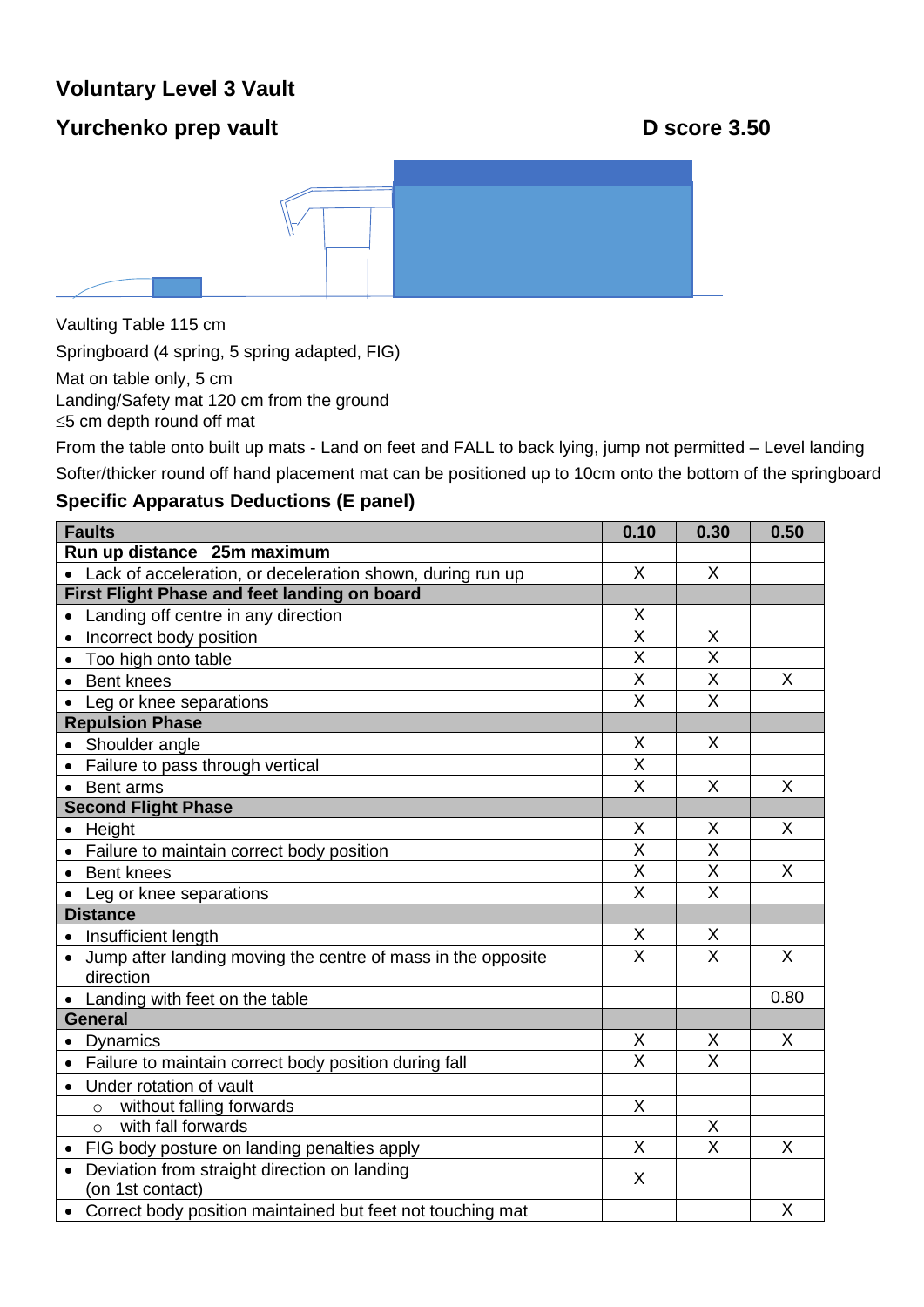## Voluntary Level 3 Vault

### Yurchenko prep vault — D score 3.50

Vaulting Table 115 cm

Springboard (4 spring, 5 spring adapted, FIG)

Mat on table only, 5 cm

Landing/Safety mat 120 cm from the ground

≤5 cm depth round off mat

From the table onto built up mats - Land on feet and FALL to back lying, jump not permitted – Level landing

Softer/thicker round off hand placement mat can be positioned up to 10cm onto the bottom of the springboard

### Specific Apparatus Deductions (E panel)

| Faults | 0.10 | 0.30 | 0.50 |
|---|---|---|---|
| **Run up distance 25m maximum** | | | |
| • Lack of acceleration, or deceleration shown, during run up | X | X | |
| **First Flight Phase and feet landing on board** | | | |
| • Landing off centre in any direction | X | | |
| • Incorrect body position | X | X | |
| • Too high onto table | X | X | |
| • Bent knees | X | X | X |
| • Leg or knee separations | X | X | |
| **Repulsion Phase** | | | |
| • Shoulder angle | X | X | |
| • Failure to pass through vertical | X | | |
| • Bent arms | X | X | X |
| **Second Flight Phase** | | | |
| • Height | X | X | X |
| • Failure to maintain correct body position | X | X | |
| • Bent knees | X | X | X |
| • Leg or knee separations | X | X | |
| **Distance** | | | |
| • Insufficient length | X | X | |
| • Jump after landing moving the centre of mass in the opposite direction | X | X | X |
| • Landing with feet on the table | | | 0.80 |
| **General** | | | |
| • Dynamics | X | X | X |
| • Failure to maintain correct body position during fall | X | X | |
| • Under rotation of vault | | | |
| ○ without falling forwards | X | | |
| ○ with fall forwards | | X | |
| • FIG body posture on landing penalties apply | X | X | X |
| • Deviation from straight direction on landing (on 1st contact) | X | | |
| • Correct body position maintained but feet not touching mat | | | X |